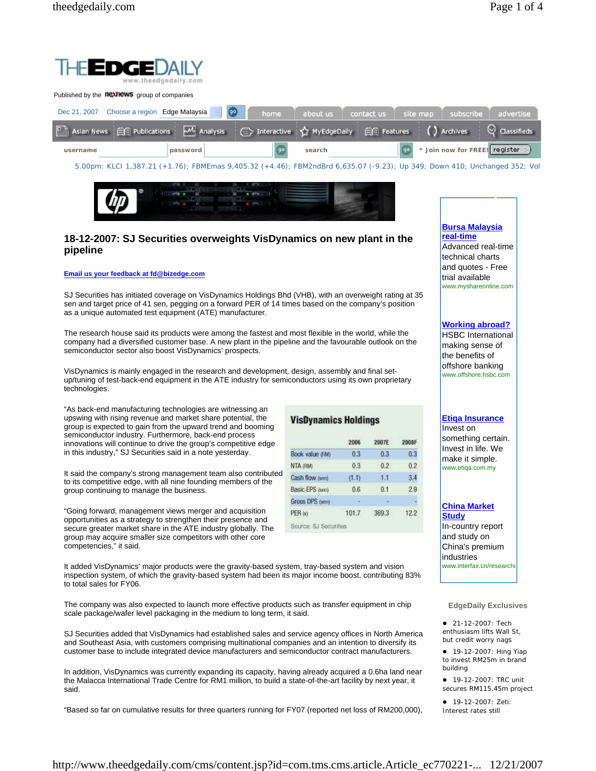# 18-12-2007: SJ Securities overweights VisDynamics on new plant in the pipeline

**Email us your feedback at fd@bizedge.com**

SJ Securities has initiated coverage on VisDynamics Holdings Bhd (VHB), with an overweight rating at 35 sen and target price of 41 sen, pegging on a forward PER of 14 times based on the company's position as a unique automated test equipment (ATE) manufacturer.

The research house said its products were among the fastest and most flexible in the world, while the company had a diversified customer base. A new plant in the pipeline and the favourable outlook on the semiconductor sector also boost VisDynamics' prospects.

VisDynamics is mainly engaged in the research and development, design, assembly and final set-up/tuning of test-back-end equipment in the ATE industry for semiconductors using its own proprietary technologies.

"As back-end manufacturing technologies are witnessing an upswing with rising revenue and market share potential, the group is expected to gain from the upward trend and booming semiconductor industry. Furthermore, back-end process innovations will continue to drive the group's competitive edge in this industry," SJ Securities said in a note yesterday.

**VisDynamics Holdings**

| | 2006 | 2007E | 2008F |
|---|---|---|---|
| Book value (RM) | 0.3 | 0.3 | 0.3 |
| NTA (RM) | 0.3 | 0.2 | 0.2 |
| Cash flow (sen) | (1.1) | 1.1 | 3.4 |
| Basic EPS (sen) | 0.6 | 0.1 | 2.9 |
| Gross DPS (sen) | - | - | - |
| PER (x) | 101.7 | 369.3 | 12.2 |

Source: SJ Securities

It said the company's strong management team also contributed to its competitive edge, with all nine founding members of the group continuing to manage the business.

"Going forward, management views merger and acquisition opportunities as a strategy to strengthen their presence and secure greater market share in the ATE industry globally. The group may acquire smaller size competitors with other core competencies," it said.

It added VisDynamics' major products were the gravity-based system, tray-based system and vision inspection system, of which the gravity-based system had been its major income boost, contributing 83% to total sales for FY06.

The company was also expected to launch more effective products such as transfer equipment in chip scale package/wafer level packaging in the medium to long term, it said.

SJ Securities added that VisDynamics had established sales and service agency offices in North America and Southeast Asia, with customers comprising multinational companies and an intention to diversify its customer base to include integrated device manufacturers and semiconductor contract manufacturers.

In addition, VisDynamics was currently expanding its capacity, having already acquired a 0.6ha land near the Malacca International Trade Centre for RM1 million, to build a state-of-the-art facility by next year, it said.

"Based so far on cumulative results for three quarters running for FY07 (reported net loss of RM200,000),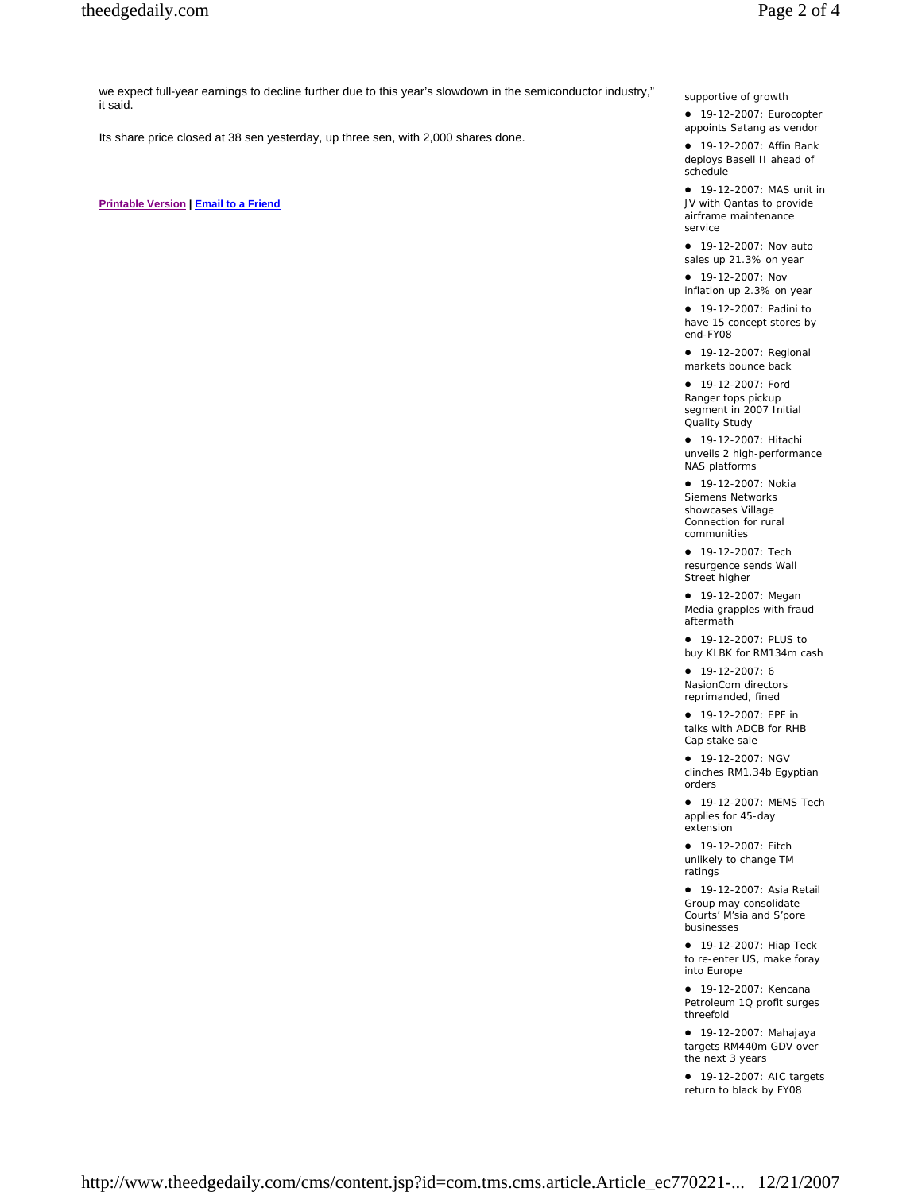we expect full-year earnings to decline further due to this year's slowdown in the semiconductor industry," it said.

Its share price closed at 38 sen yesterday, up three sen, with 2,000 shares done.

**Printable Version** | **Email to a Friend**

supportive of growth

- 19-12-2007: Eurocopter appoints Satang as vendor
- 19-12-2007: Affin Bank deploys Basell II ahead of schedule
- 19-12-2007: MAS unit in JV with Qantas to provide airframe maintenance service
- 19-12-2007: Nov auto sales up 21.3% on year
- 19-12-2007: Nov inflation up 2.3% on year
- 19-12-2007: Padini to have 15 concept stores by end-FY08
- 19-12-2007: Regional markets bounce back
- 19-12-2007: Ford Ranger tops pickup segment in 2007 Initial Quality Study
- 19-12-2007: Hitachi unveils 2 high-performance NAS platforms
- 19-12-2007: Nokia Siemens Networks showcases Village Connection for rural communities
- 19-12-2007: Tech resurgence sends Wall Street higher
- 19-12-2007: Megan Media grapples with fraud aftermath
- 19-12-2007: PLUS to buy KLBK for RM134m cash
- 19-12-2007: 6 NasionCom directors reprimanded, fined
- 19-12-2007: EPF in talks with ADCB for RHB Cap stake sale
- 19-12-2007: NGV clinches RM1.34b Egyptian orders
- 19-12-2007: MEMS Tech applies for 45-day extension
- 19-12-2007: Fitch unlikely to change TM ratings
- 19-12-2007: Asia Retail Group may consolidate Courts' M'sia and S'pore businesses
- 19-12-2007: Hiap Teck to re-enter US, make foray into Europe
- 19-12-2007: Kencana Petroleum 1Q profit surges threefold
- 19-12-2007: Mahajaya targets RM440m GDV over the next 3 years
- 19-12-2007: AIC targets return to black by FY08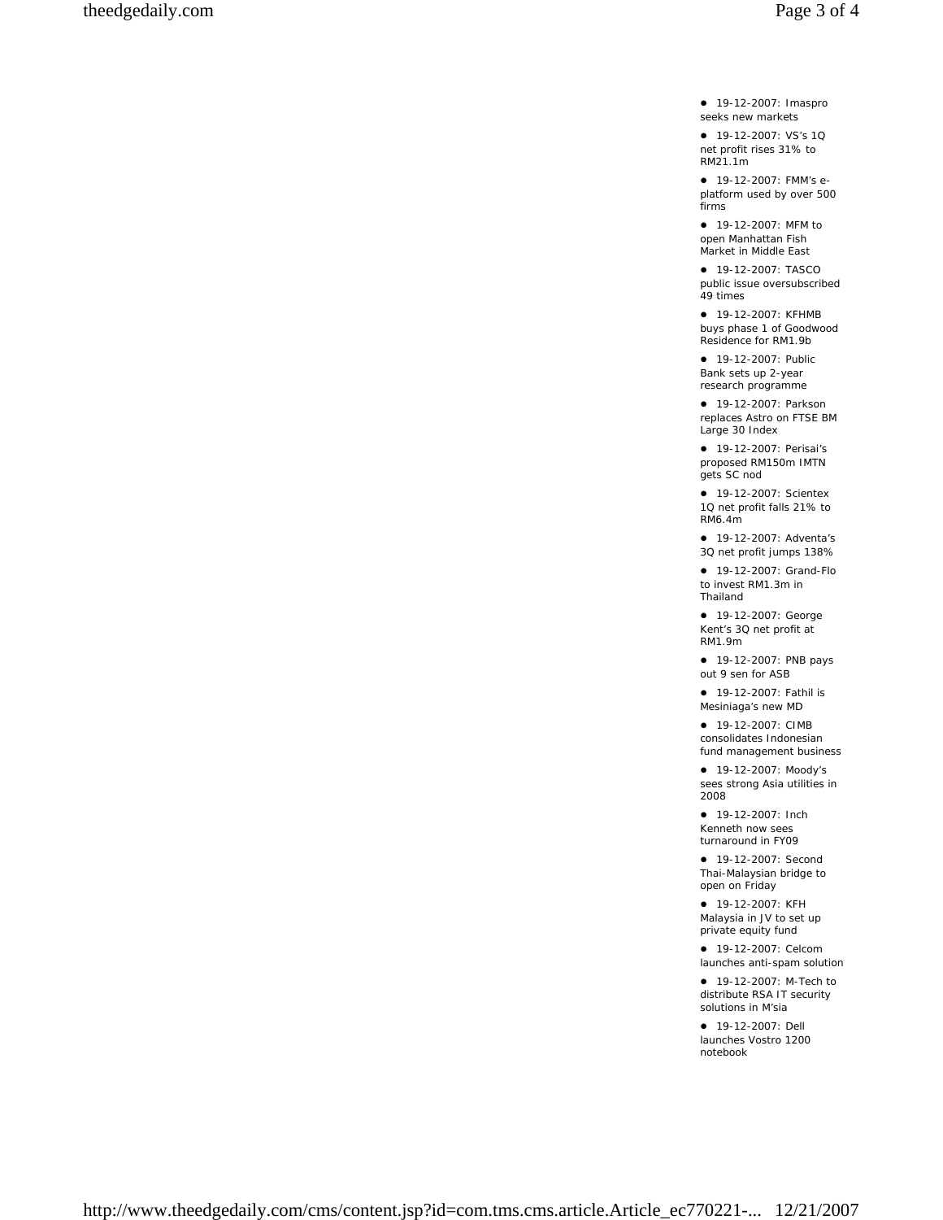- 19-12-2007: Imaspro seeks new markets
- 19-12-2007: VS's 1Q net profit rises 31% to RM21.1m
- 19-12-2007: FMM's e-platform used by over 500 firms
- 19-12-2007: MFM to open Manhattan Fish Market in Middle East
- 19-12-2007: TASCO public issue oversubscribed 49 times
- 19-12-2007: KFHMB buys phase 1 of Goodwood Residence for RM1.9b
- 19-12-2007: Public Bank sets up 2-year research programme
- 19-12-2007: Parkson replaces Astro on FTSE BM Large 30 Index
- 19-12-2007: Perisai's proposed RM150m IMTN gets SC nod
- 19-12-2007: Scientex 1Q net profit falls 21% to RM6.4m
- 19-12-2007: Adventa's 3Q net profit jumps 138%
- 19-12-2007: Grand-Flo to invest RM1.3m in Thailand
- 19-12-2007: George Kent's 3Q net profit at RM1.9m
- 19-12-2007: PNB pays out 9 sen for ASB
- 19-12-2007: Fathil is Mesiniaga's new MD
- 19-12-2007: CIMB consolidates Indonesian fund management business
- 19-12-2007: Moody's sees strong Asia utilities in 2008
- 19-12-2007: Inch Kenneth now sees turnaround in FY09
- 19-12-2007: Second Thai-Malaysian bridge to open on Friday
- 19-12-2007: KFH Malaysia in JV to set up private equity fund
- 19-12-2007: Celcom launches anti-spam solution
- 19-12-2007: M-Tech to distribute RSA IT security solutions in M'sia
- 19-12-2007: Dell launches Vostro 1200 notebook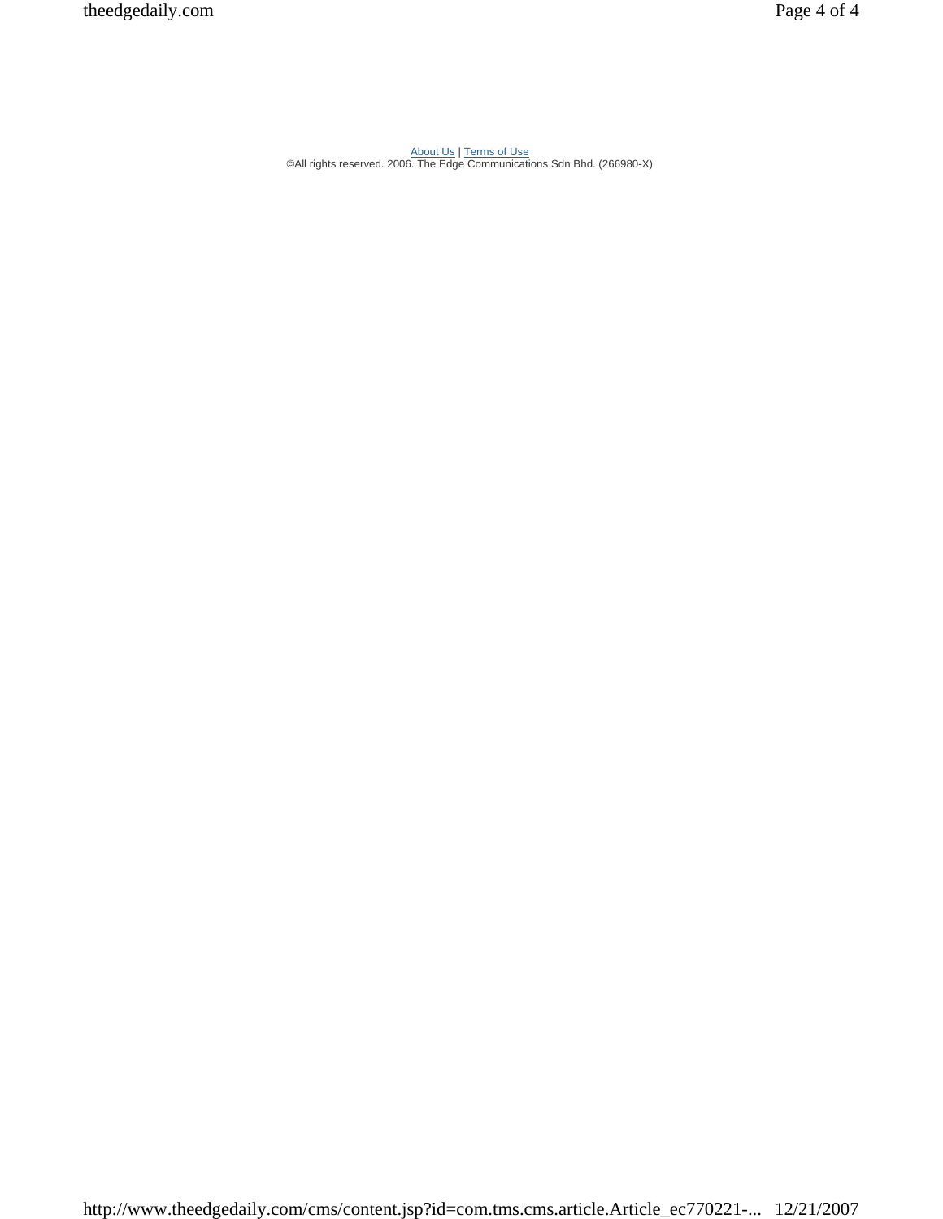About Us | Terms of Use
©All rights reserved. 2006. The Edge Communications Sdn Bhd. (266980-X)